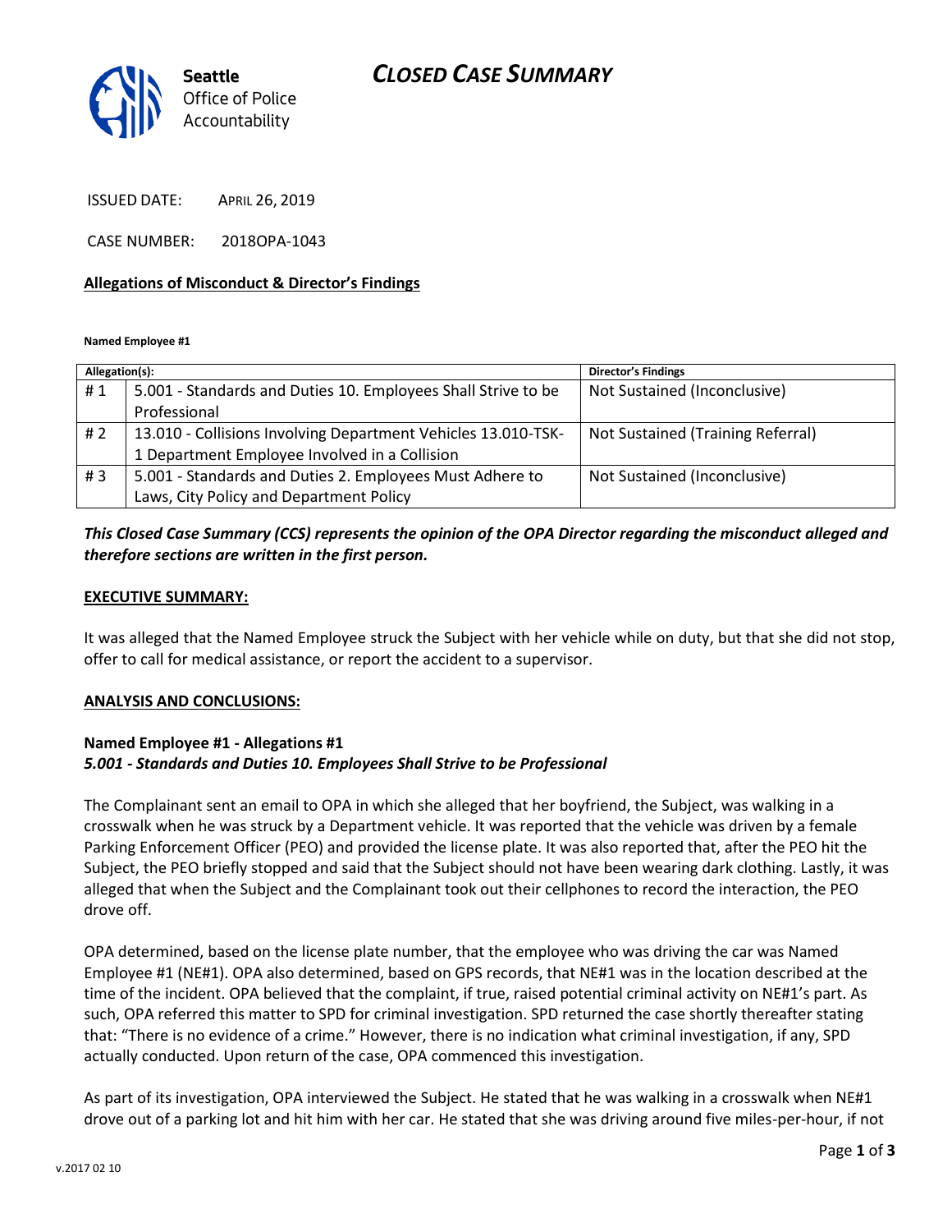**Seattle** Office of Police Accountability

# CLOSED CASE SUMMARY

ISSUED DATE: APRIL 26, 2019

CASE NUMBER: 2018OPA-1043

**Allegations of Misconduct & Director's Findings**

**Named Employee #1**

| Allegation(s): | | Director's Findings |
|---|---|---|
| # 1 | 5.001 - Standards and Duties 10. Employees Shall Strive to be Professional | Not Sustained (Inconclusive) |
| # 2 | 13.010 - Collisions Involving Department Vehicles 13.010-TSK-1 Department Employee Involved in a Collision | Not Sustained (Training Referral) |
| # 3 | 5.001 - Standards and Duties 2. Employees Must Adhere to Laws, City Policy and Department Policy | Not Sustained (Inconclusive) |

***This Closed Case Summary (CCS) represents the opinion of the OPA Director regarding the misconduct alleged and therefore sections are written in the first person.***

**EXECUTIVE SUMMARY:**

It was alleged that the Named Employee struck the Subject with her vehicle while on duty, but that she did not stop, offer to call for medical assistance, or report the accident to a supervisor.

**ANALYSIS AND CONCLUSIONS:**

**Named Employee #1 - Allegations #1**
***5.001 - Standards and Duties 10. Employees Shall Strive to be Professional***

The Complainant sent an email to OPA in which she alleged that her boyfriend, the Subject, was walking in a crosswalk when he was struck by a Department vehicle. It was reported that the vehicle was driven by a female Parking Enforcement Officer (PEO) and provided the license plate. It was also reported that, after the PEO hit the Subject, the PEO briefly stopped and said that the Subject should not have been wearing dark clothing. Lastly, it was alleged that when the Subject and the Complainant took out their cellphones to record the interaction, the PEO drove off.

OPA determined, based on the license plate number, that the employee who was driving the car was Named Employee #1 (NE#1). OPA also determined, based on GPS records, that NE#1 was in the location described at the time of the incident. OPA believed that the complaint, if true, raised potential criminal activity on NE#1's part. As such, OPA referred this matter to SPD for criminal investigation. SPD returned the case shortly thereafter stating that: "There is no evidence of a crime." However, there is no indication what criminal investigation, if any, SPD actually conducted. Upon return of the case, OPA commenced this investigation.

As part of its investigation, OPA interviewed the Subject. He stated that he was walking in a crosswalk when NE#1 drove out of a parking lot and hit him with her car. He stated that she was driving around five miles-per-hour, if not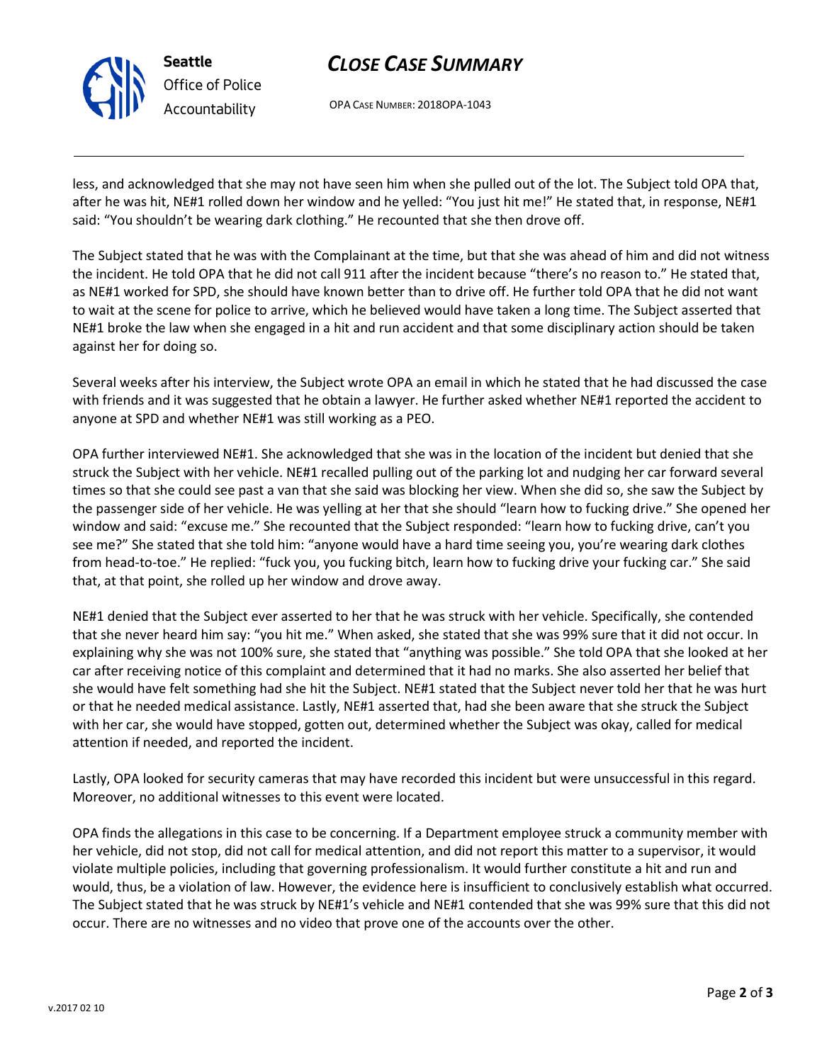less, and acknowledged that she may not have seen him when she pulled out of the lot. The Subject told OPA that, after he was hit, NE#1 rolled down her window and he yelled: "You just hit me!" He stated that, in response, NE#1 said: "You shouldn't be wearing dark clothing." He recounted that she then drove off.

The Subject stated that he was with the Complainant at the time, but that she was ahead of him and did not witness the incident. He told OPA that he did not call 911 after the incident because "there's no reason to." He stated that, as NE#1 worked for SPD, she should have known better than to drive off. He further told OPA that he did not want to wait at the scene for police to arrive, which he believed would have taken a long time. The Subject asserted that NE#1 broke the law when she engaged in a hit and run accident and that some disciplinary action should be taken against her for doing so.

Several weeks after his interview, the Subject wrote OPA an email in which he stated that he had discussed the case with friends and it was suggested that he obtain a lawyer. He further asked whether NE#1 reported the accident to anyone at SPD and whether NE#1 was still working as a PEO.

OPA further interviewed NE#1. She acknowledged that she was in the location of the incident but denied that she struck the Subject with her vehicle. NE#1 recalled pulling out of the parking lot and nudging her car forward several times so that she could see past a van that she said was blocking her view. When she did so, she saw the Subject by the passenger side of her vehicle. He was yelling at her that she should "learn how to fucking drive." She opened her window and said: "excuse me." She recounted that the Subject responded: "learn how to fucking drive, can't you see me?" She stated that she told him: "anyone would have a hard time seeing you, you're wearing dark clothes from head-to-toe." He replied: "fuck you, you fucking bitch, learn how to fucking drive your fucking car." She said that, at that point, she rolled up her window and drove away.

NE#1 denied that the Subject ever asserted to her that he was struck with her vehicle. Specifically, she contended that she never heard him say: "you hit me." When asked, she stated that she was 99% sure that it did not occur. In explaining why she was not 100% sure, she stated that "anything was possible." She told OPA that she looked at her car after receiving notice of this complaint and determined that it had no marks. She also asserted her belief that she would have felt something had she hit the Subject. NE#1 stated that the Subject never told her that he was hurt or that he needed medical assistance. Lastly, NE#1 asserted that, had she been aware that she struck the Subject with her car, she would have stopped, gotten out, determined whether the Subject was okay, called for medical attention if needed, and reported the incident.

Lastly, OPA looked for security cameras that may have recorded this incident but were unsuccessful in this regard. Moreover, no additional witnesses to this event were located.

OPA finds the allegations in this case to be concerning. If a Department employee struck a community member with her vehicle, did not stop, did not call for medical attention, and did not report this matter to a supervisor, it would violate multiple policies, including that governing professionalism. It would further constitute a hit and run and would, thus, be a violation of law. However, the evidence here is insufficient to conclusively establish what occurred. The Subject stated that he was struck by NE#1's vehicle and NE#1 contended that she was 99% sure that this did not occur. There are no witnesses and no video that prove one of the accounts over the other.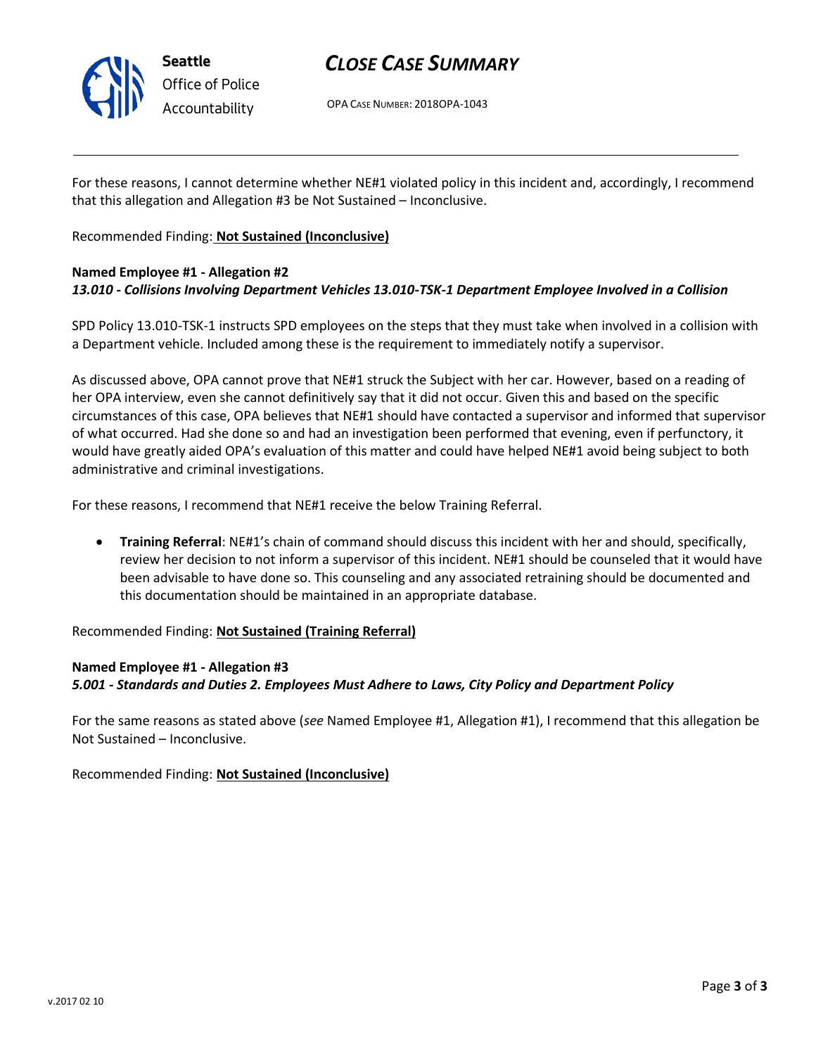For these reasons, I cannot determine whether NE#1 violated policy in this incident and, accordingly, I recommend that this allegation and Allegation #3 be Not Sustained – Inconclusive.

Recommended Finding: **Not Sustained (Inconclusive)**

**Named Employee #1 - Allegation #2**
***13.010 - Collisions Involving Department Vehicles 13.010-TSK-1 Department Employee Involved in a Collision***

SPD Policy 13.010-TSK-1 instructs SPD employees on the steps that they must take when involved in a collision with a Department vehicle. Included among these is the requirement to immediately notify a supervisor.

As discussed above, OPA cannot prove that NE#1 struck the Subject with her car. However, based on a reading of her OPA interview, even she cannot definitively say that it did not occur. Given this and based on the specific circumstances of this case, OPA believes that NE#1 should have contacted a supervisor and informed that supervisor of what occurred. Had she done so and had an investigation been performed that evening, even if perfunctory, it would have greatly aided OPA's evaluation of this matter and could have helped NE#1 avoid being subject to both administrative and criminal investigations.

For these reasons, I recommend that NE#1 receive the below Training Referral.

- **Training Referral**: NE#1's chain of command should discuss this incident with her and should, specifically, review her decision to not inform a supervisor of this incident. NE#1 should be counseled that it would have been advisable to have done so. This counseling and any associated retraining should be documented and this documentation should be maintained in an appropriate database.

Recommended Finding: **Not Sustained (Training Referral)**

**Named Employee #1 - Allegation #3**
***5.001 - Standards and Duties 2. Employees Must Adhere to Laws, City Policy and Department Policy***

For the same reasons as stated above (*see* Named Employee #1, Allegation #1), I recommend that this allegation be Not Sustained – Inconclusive.

Recommended Finding: **Not Sustained (Inconclusive)**